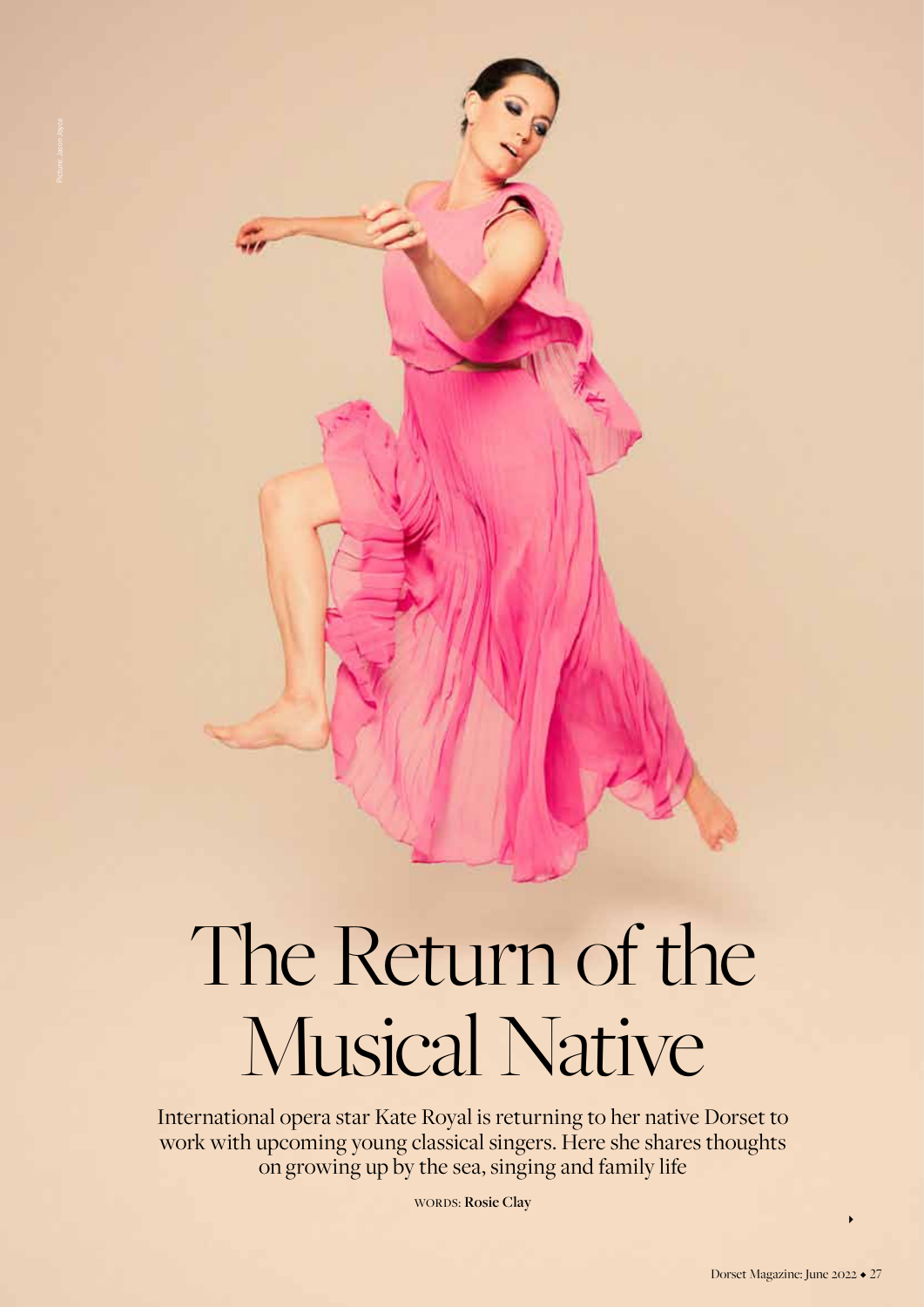Picture: Jason Joyce

# The Return of the Musical Native

International opera star Kate Royal is returning to her native Dorset to work with upcoming young classical singers. Here she shares thoughts on growing up by the sea, singing and family life

WORDS: **Rosie Clay**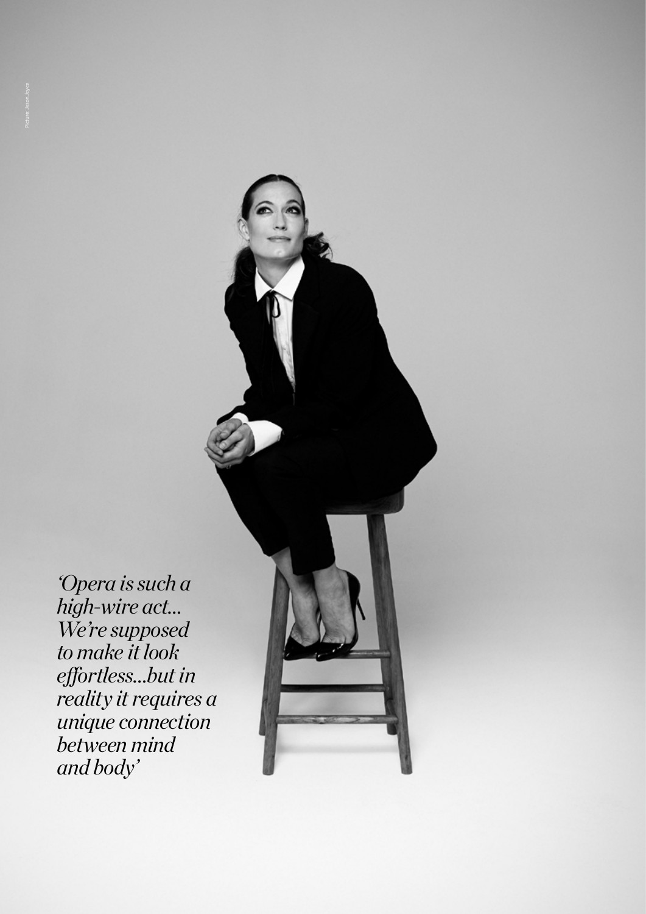Picture: Jason Joyce

*'Opera is such a high-wire act... We're supposed to make it look effortless...but in reality it requires a unique connection between mind and body'*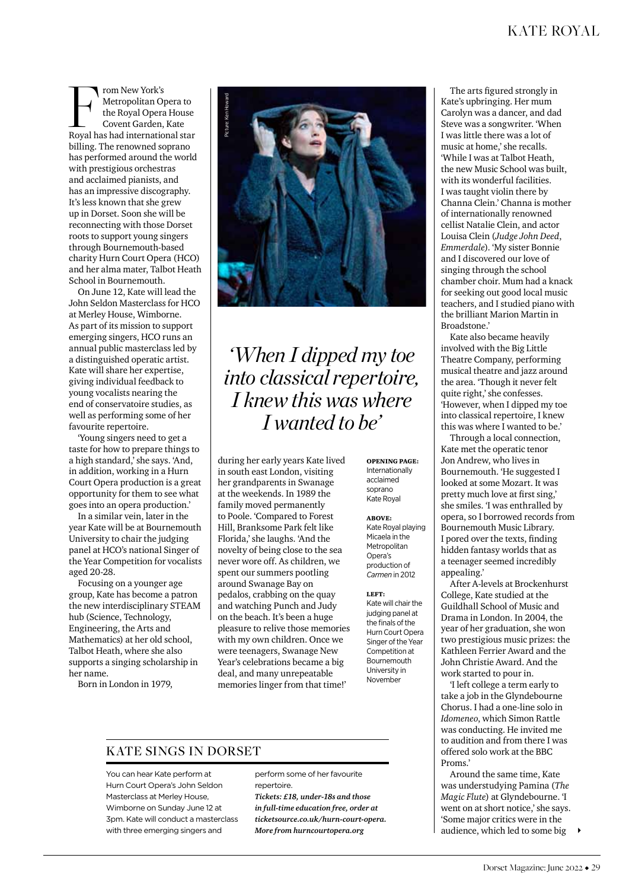From New York's Metropolitan Opera to the Royal Opera House Covent Garden, Kate Royal has had international star billing. The renowned soprano has performed around the world with prestigious orchestras and acclaimed pianists, and has an impressive discography. It's less known that she grew up in Dorset. Soon she will be reconnecting with those Dorset roots to support young singers through Bournemouth-based charity Hurn Court Opera (HCO) and her alma mater, Talbot Heath School in Bournemouth.

On June 12, Kate will lead the John Seldon Masterclass for HCO at Merley House, Wimborne. As part of its mission to support emerging singers, HCO runs an annual public masterclass led by a distinguished operatic artist. Kate will share her expertise, giving individual feedback to young vocalists nearing the end of conservatoire studies, as well as performing some of her favourite repertoire.

'Young singers need to get a taste for how to prepare things to a high standard,' she says. 'And, in addition, working in a Hurn Court Opera production is a great opportunity for them to see what goes into an opera production.'

In a similar vein, later in the year Kate will be at Bournemouth University to chair the judging panel at HCO's national Singer of the Year Competition for vocalists aged 20-28.

Focusing on a younger age group, Kate has become a patron the new interdisciplinary STEAM hub (Science, Technology, Engineering, the Arts and Mathematics) at her old school, Talbot Heath, where she also supports a singing scholarship in her name.

Born in London in 1979, during her early years Kate lived in south east London, visiting her grandparents in Swanage at the weekends. In 1989 the family moved permanently to Poole. 'Compared to Forest Hill, Branksome Park felt like Florida,' she laughs. 'And the novelty of being close to the sea never wore off. As children, we spent our summers pootling around Swanage Bay on pedalos, crabbing on the quay and watching Punch and Judy on the beach. It's been a huge pleasure to relive those memories with my own children. Once we were teenagers, Swanage New Year's celebrations became a big deal, and many unrepeatable memories linger from that time!'

Picture: Ken Howard

> *'When I dipped my toe into classical repertoire, I knew this was where I wanted to be'*

**OPENING PAGE:** Internationally acclaimed soprano Kate Royal

**ABOVE:** Kate Royal playing Micaela in the Metropolitan Opera's production of *Carmen* in 2012

**LEFT:** Kate will chair the judging panel at the finals of the Hurn Court Opera Singer of the Year Competition at Bournemouth University in November

The arts figured strongly in Kate's upbringing. Her mum Carolyn was a dancer, and dad Steve was a songwriter. 'When I was little there was a lot of music at home,' she recalls. 'While I was at Talbot Heath, the new Music School was built, with its wonderful facilities. I was taught violin there by Channa Clein.' Channa is mother of internationally renowned cellist Natalie Clein, and actor Louisa Clein (*Judge John Deed*, *Emmerdale*). 'My sister Bonnie and I discovered our love of singing through the school chamber choir. Mum had a knack for seeking out good local music teachers, and I studied piano with the brilliant Marion Martin in Broadstone.'

Kate also became heavily involved with the Big Little Theatre Company, performing musical theatre and jazz around the area. 'Though it never felt quite right,' she confesses. 'However, when I dipped my toe into classical repertoire, I knew this was where I wanted to be.'

Through a local connection, Kate met the operatic tenor Jon Andrew, who lives in Bournemouth. 'He suggested I looked at some Mozart. It was pretty much love at first sing,' she smiles. 'I was enthralled by opera, so I borrowed records from Bournemouth Music Library. I pored over the texts, finding hidden fantasy worlds that as a teenager seemed incredibly appealing.'

After A-levels at Brockenhurst College, Kate studied at the Guildhall School of Music and Drama in London. In 2004, the year of her graduation, she won two prestigious music prizes: the Kathleen Ferrier Award and the John Christie Award. And the work started to pour in.

'I left college a term early to take a job in the Glyndebourne Chorus. I had a one-line solo in *Idomeneo*, which Simon Rattle was conducting. He invited me to audition and from there I was offered solo work at the BBC Proms.'

Around the same time, Kate was understudying Pamina (*The Magic Flute*) at Glyndebourne. 'I went on at short notice,' she says. 'Some major critics were in the audience, which led to some big

## KATE SINGS IN DORSET

You can hear Kate perform at Hurn Court Opera's John Seldon Masterclass at Merley House, Wimborne on Sunday June 12 at 3pm. Kate will conduct a masterclass with three emerging singers and perform some of her favourite repertoire.

***Tickets: £18, under-18s and those in full-time education free, order at ticketsource.co.uk/hurn-court-opera. More from hurncourtopera.org***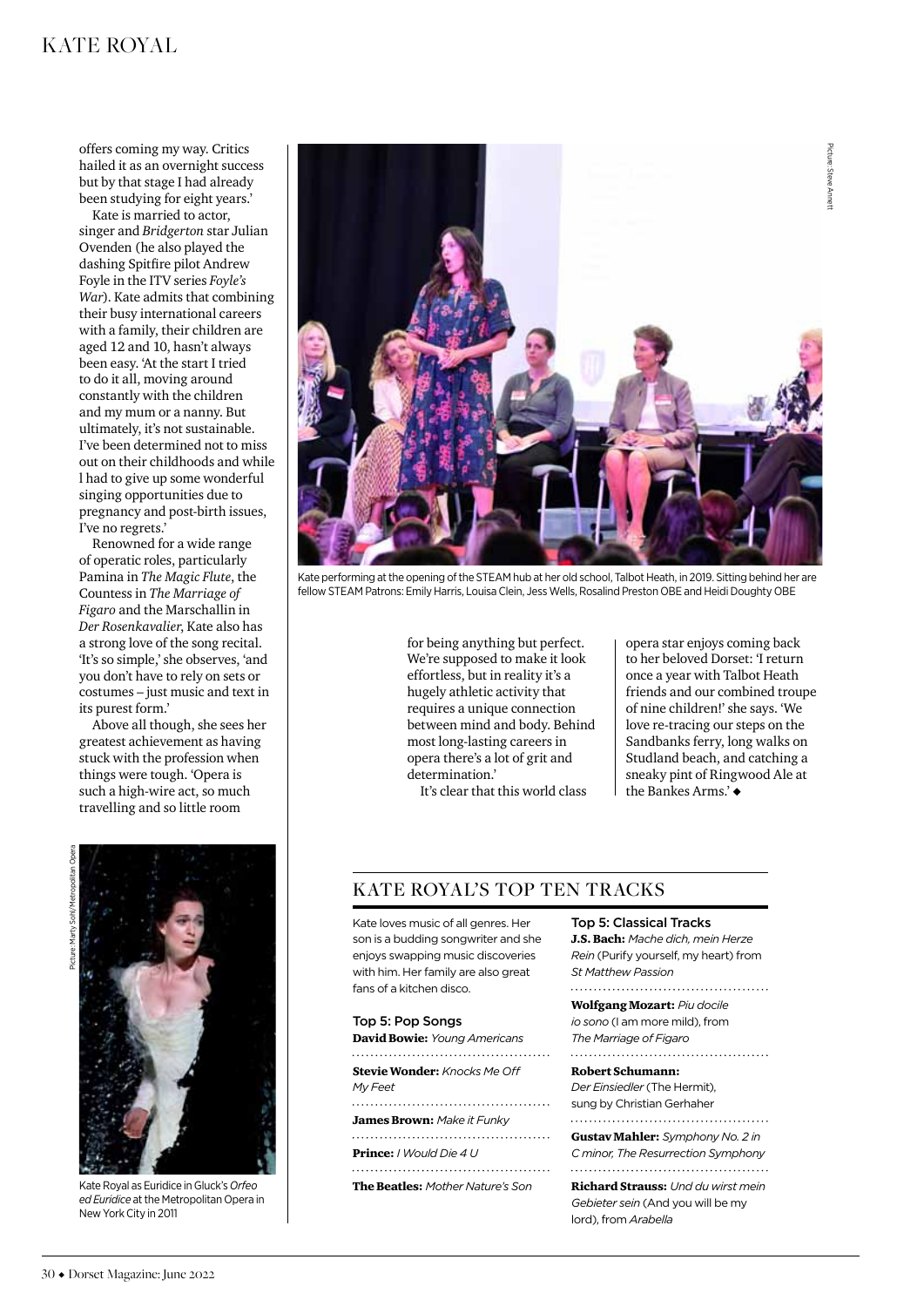offers coming my way. Critics hailed it as an overnight success but by that stage I had already been studying for eight years.'

Kate is married to actor, singer and *Bridgerton* star Julian Ovenden (he also played the dashing Spitfire pilot Andrew Foyle in the ITV series *Foyle's War*). Kate admits that combining their busy international careers with a family, their children are aged 12 and 10, hasn't always been easy. 'At the start I tried to do it all, moving around constantly with the children and my mum or a nanny. But ultimately, it's not sustainable. I've been determined not to miss out on their childhoods and while l had to give up some wonderful singing opportunities due to pregnancy and post-birth issues, I've no regrets.'

Renowned for a wide range of operatic roles, particularly Pamina in *The Magic Flute*, the Countess in *The Marriage of Figaro* and the Marschallin in *Der Rosenkavalier*, Kate also has a strong love of the song recital. 'It's so simple,' she observes, 'and you don't have to rely on sets or costumes – just music and text in its purest form.'

Above all though, she sees her greatest achievement as having stuck with the profession when things were tough. 'Opera is such a high-wire act, so much travelling and so little room for being anything but perfect. We're supposed to make it look effortless, but in reality it's a hugely athletic activity that requires a unique connection between mind and body. Behind most long-lasting careers in opera there's a lot of grit and determination.'

It's clear that this world class opera star enjoys coming back to her beloved Dorset: 'I return once a year with Talbot Heath friends and our combined troupe of nine children!' she says. 'We love re-tracing our steps on the Sandbanks ferry, long walks on Studland beach, and catching a sneaky pint of Ringwood Ale at the Bankes Arms.' ◆

Picture: Steve Arnett

Kate performing at the opening of the STEAM hub at her old school, Talbot Heath, in 2019. Sitting behind her are fellow STEAM Patrons: Emily Harris, Louisa Clein, Jess Wells, Rosalind Preston OBE and Heidi Doughty OBE

Picture: Marty Sohl/Metropolitan Opera

Kate Royal as Euridice in Gluck's *Orfeo ed Euridice* at the Metropolitan Opera in New York City in 2011

## KATE ROYAL'S TOP TEN TRACKS

Kate loves music of all genres. Her son is a budding songwriter and she enjoys swapping music discoveries with him. Her family are also great fans of a kitchen disco.

### Top 5: Pop Songs

**David Bowie:** *Young Americans*

**Stevie Wonder:** *Knocks Me Off My Feet*

**James Brown:** *Make it Funky*

**Prince:** *I Would Die 4 U*

**The Beatles:** *Mother Nature's Son*

### Top 5: Classical Tracks

**J.S. Bach:** *Mache dich, mein Herze Rein* (Purify yourself, my heart) from *St Matthew Passion*

**Wolfgang Mozart:** *Piu docile io sono* (I am more mild), from *The Marriage of Figaro*

**Robert Schumann:** *Der Einsiedler* (The Hermit), sung by Christian Gerhaher

**Gustav Mahler:** *Symphony No. 2 in C minor, The Resurrection Symphony*

**Richard Strauss:** *Und du wirst mein Gebieter sein* (And you will be my lord), from *Arabella*